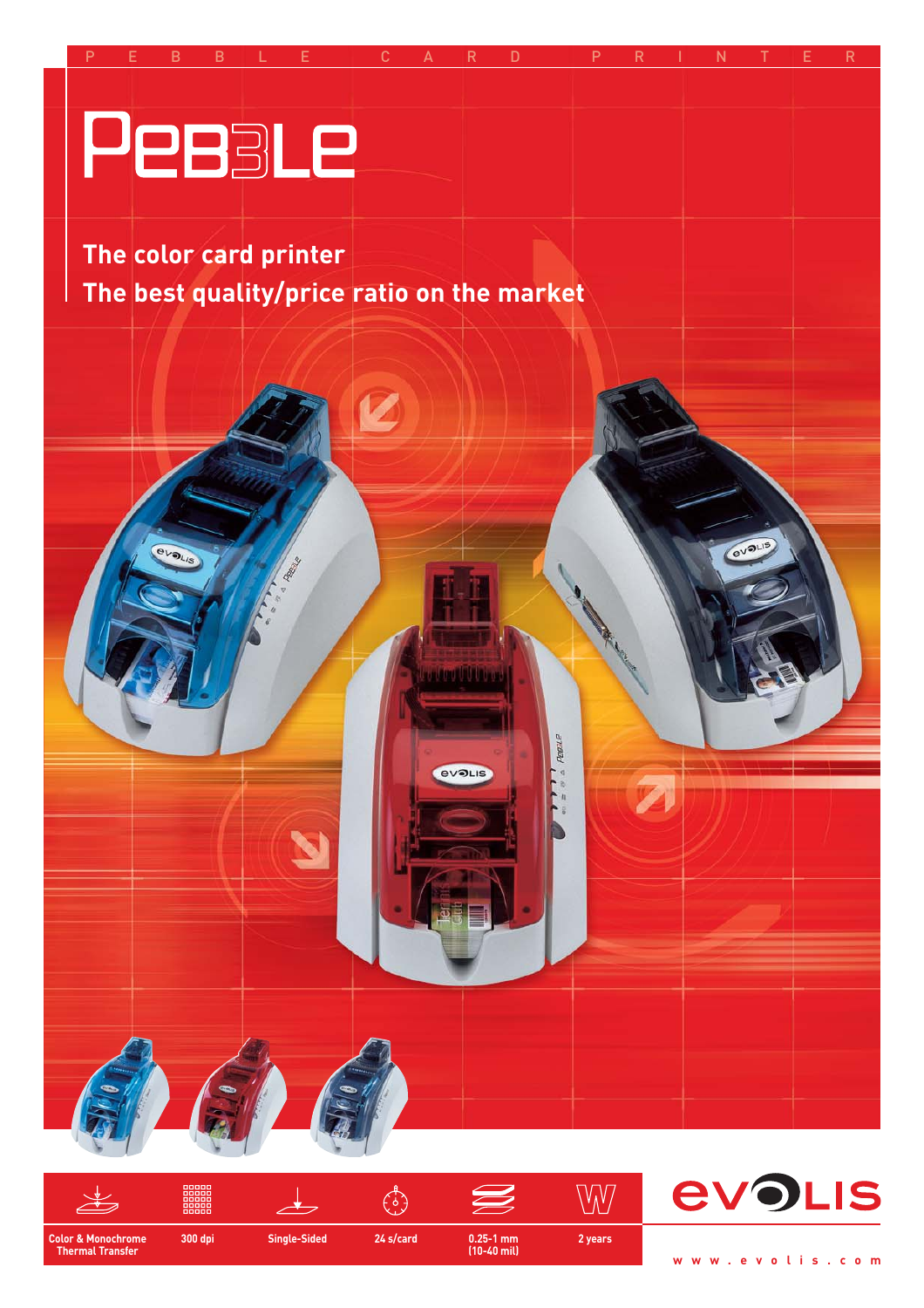P E B B L E   C A R D   P R I N T E R

# PEB3LE

## The color card printer
## The best quality/price ratio on the market

| Color & Monochrome Thermal Transfer | 300 dpi | Single-Sided | 24 s/card | 0.25-1 mm (10-40 mil) | 2 years |
|---|---|---|---|---|---|

EVOLIS

www.evolis.com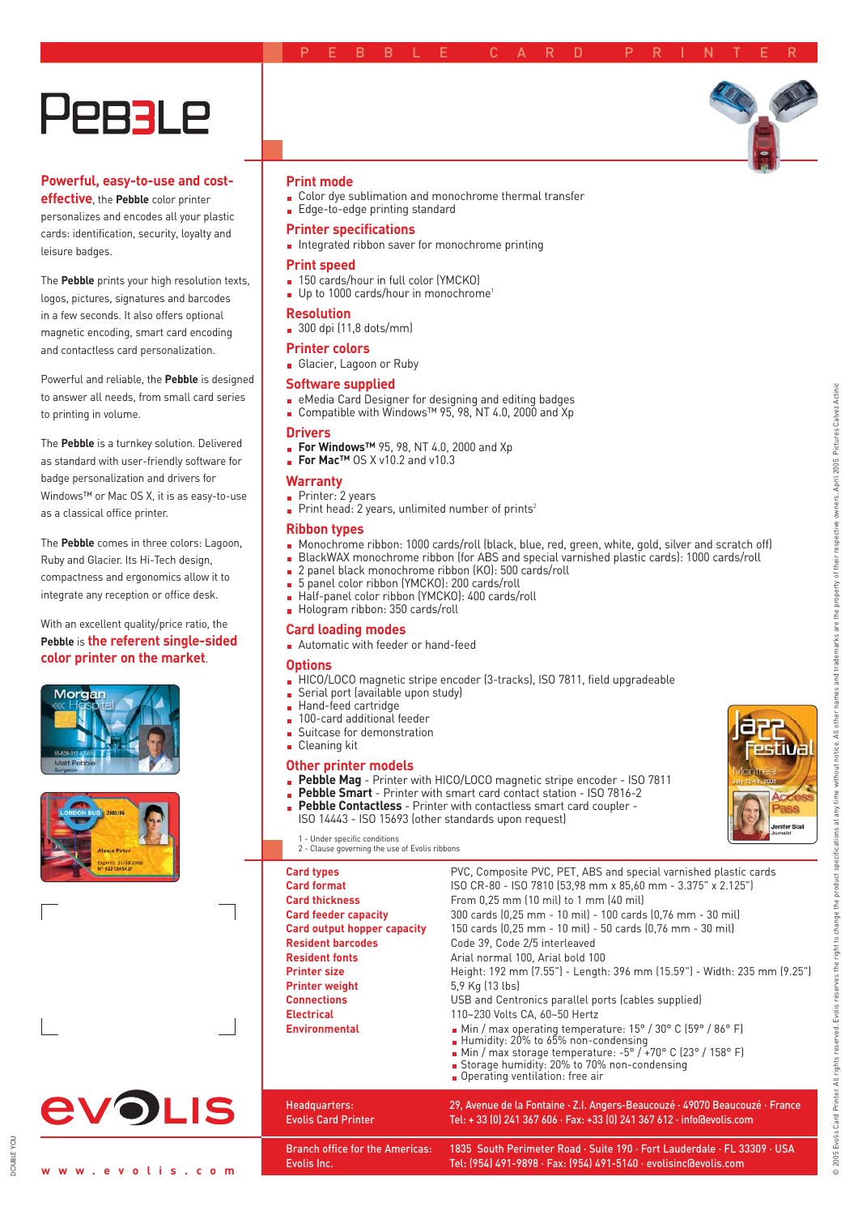# PEBBLE

**Powerful, easy-to-use and cost-effective**, the **Pebble** color printer personalizes and encodes all your plastic cards: identification, security, loyalty and leisure badges.

The **Pebble** prints your high resolution texts, logos, pictures, signatures and barcodes in a few seconds. It also offers optional magnetic encoding, smart card encoding and contactless card personalization.

Powerful and reliable, the **Pebble** is designed to answer all needs, from small card series to printing in volume.

The **Pebble** is a turnkey solution. Delivered as standard with user-friendly software for badge personalization and drivers for Windows™ or Mac OS X, it is as easy-to-use as a classical office printer.

The **Pebble** comes in three colors: Lagoon, Ruby and Glacier. Its Hi-Tech design, compactness and ergonomics allow it to integrate any reception or office desk.

With an excellent quality/price ratio, the **Pebble** is **the referent single-sided color printer on the market**.

## Print mode
- Color dye sublimation and monochrome thermal transfer
- Edge-to-edge printing standard

## Printer specifications
- Integrated ribbon saver for monochrome printing

## Print speed
- 150 cards/hour in full color (YMCKO)
- Up to 1000 cards/hour in monochrome[1]

## Resolution
- 300 dpi (11,8 dots/mm)

## Printer colors
- Glacier, Lagoon or Ruby

## Software supplied
- eMedia Card Designer for designing and editing badges
- Compatible with Windows™ 95, 98, NT 4.0, 2000 and Xp

## Drivers
- **For Windows™** 95, 98, NT 4.0, 2000 and Xp
- **For Mac™** OS X v10.2 and v10.3

## Warranty
- Printer: 2 years
- Print head: 2 years, unlimited number of prints[2]

## Ribbon types
- Monochrome ribbon: 1000 cards/roll (black, blue, red, green, white, gold, silver and scratch off)
- BlackWAX monochrome ribbon (for ABS and special varnished plastic cards): 1000 cards/roll
- 2 panel black monochrome ribbon (KO): 500 cards/roll
- 5 panel color ribbon (YMCKO): 200 cards/roll
- Half-panel color ribbon (YMCKO): 400 cards/roll
- Hologram ribbon: 350 cards/roll

## Card loading modes
- Automatic with feeder or hand-feed

## Options
- HICO/LOCO magnetic stripe encoder (3-tracks), ISO 7811, field upgradeable
- Serial port (available upon study)
- Hand-feed cartridge
- 100-card additional feeder
- Suitcase for demonstration
- Cleaning kit

## Other printer models
- **Pebble Mag** - Printer with HICO/LOCO magnetic stripe encoder - ISO 7811
- **Pebble Smart** - Printer with smart card contact station - ISO 7816-2
- **Pebble Contactless** - Printer with contactless smart card coupler - ISO 14443 - ISO 15693 (other standards upon request)

1 - Under specific conditions
2 - Clause governing the use of Evolis ribbons

| | |
|---|---|
| **Card types** | PVC, Composite PVC, PET, ABS and special varnished plastic cards ISO CR-80 - ISO 7810 (53,98 mm x 85,60 mm - 3.375" x 2.125") |
| **Card thickness** | From 0,25 mm (10 mil) to 1 mm (40 mil) |
| **Card feeder capacity** | 300 cards (0,25 mm - 10 mil) - 100 cards (0,76 mm - 30 mil) |
| **Card output hopper capacity** | 150 cards (0,25 mm - 10 mil) - 50 cards (0,76 mm - 30 mil) |
| **Resident barcodes** | Code 39, Code 2/5 interleaved |
| **Resident fonts** | Arial normal 100, Arial bold 100 |
| **Printer size** | Height: 192 mm (7.55") - Length: 396 mm (15.59") - Width: 235 mm (9.25") |
| **Printer weight** | 5,9 Kg (13 lbs) |
| **Connections** | USB and Centronics parallel ports (cables supplied) |
| **Electrical** | 110~230 Volts CA, 60~50 Hertz |
| **Environmental** | Min / max operating temperature: 15° / 30° C (59° / 86° F); Humidity: 20% to 65% non-condensing; Min / max storage temperature: -5° / +70° C (23° / 158° F); Storage humidity: 20% to 70% non-condensing; Operating ventilation: free air |

EVOLIS

www.evolis.com

Headquarters:
Evolis Card Printer
29, Avenue de la Fontaine · Z.I. Angers-Beaucouzé · 49070 Beaucouzé · France
Tel: + 33 (0) 241 367 606 · Fax: +33 (0) 241 367 612 · info@evolis.com

Branch office for the Americas:
Evolis Inc.
1835 South Perimeter Road · Suite 190 · Fort Lauderdale · FL 33309 · USA
Tel: (954) 491-9898 · Fax: (954) 491-5140 · evolisinc@evolis.com

© 2005 Evolis Card Printer. All rights reserved. Evolis reserves the right to change the product specifications at any time without notice. All other names and trademarks are the property of their respective owners. April 2005. Pictures Calvez Actinic

DOUBLE YOU